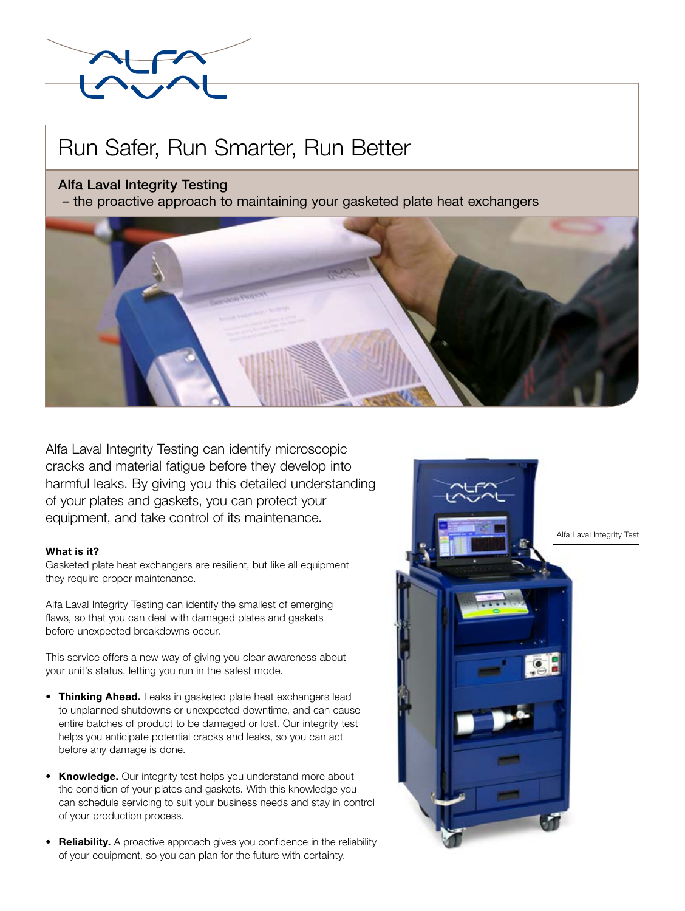# Run Safer, Run Smarter, Run Better

## Alfa Laval Integrity Testing

– the proactive approach to maintaining your gasketed plate heat exchangers

Alfa Laval Integrity Testing can identify microscopic cracks and material fatigue before they develop into harmful leaks. By giving you this detailed understanding of your plates and gaskets, you can protect your equipment, and take control of its maintenance.

**What is it?**

Gasketed plate heat exchangers are resilient, but like all equipment they require proper maintenance.

Alfa Laval Integrity Testing can identify the smallest of emerging flaws, so that you can deal with damaged plates and gaskets before unexpected breakdowns occur.

This service offers a new way of giving you clear awareness about your unit's status, letting you run in the safest mode.

- **Thinking Ahead.** Leaks in gasketed plate heat exchangers lead to unplanned shutdowns or unexpected downtime, and can cause entire batches of product to be damaged or lost. Our integrity test helps you anticipate potential cracks and leaks, so you can act before any damage is done.
- **Knowledge.** Our integrity test helps you understand more about the condition of your plates and gaskets. With this knowledge you can schedule servicing to suit your business needs and stay in control of your production process.
- **Reliability.** A proactive approach gives you confidence in the reliability of your equipment, so you can plan for the future with certainty.

Alfa Laval Integrity Test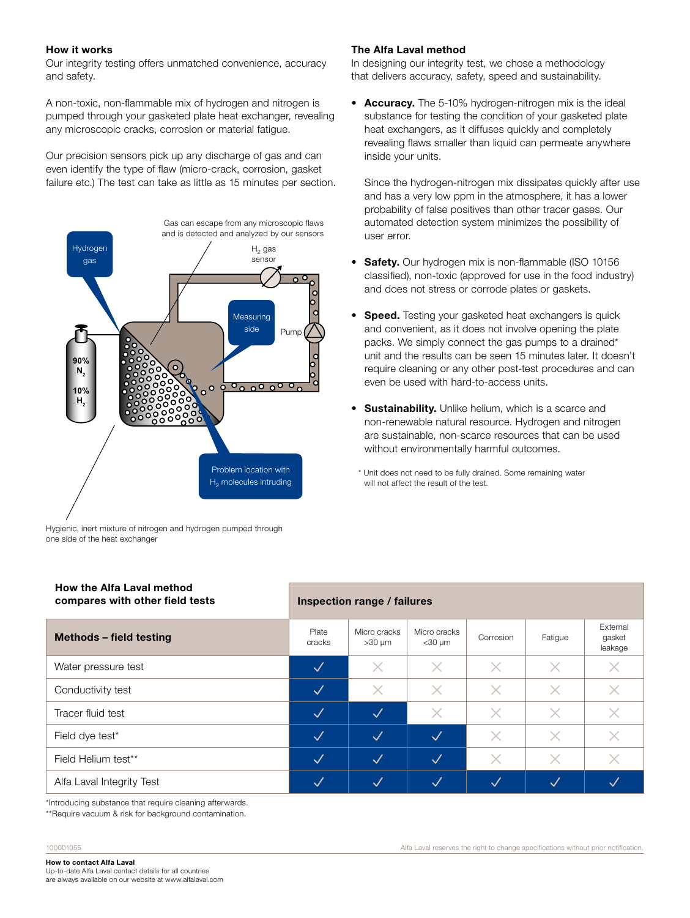### How it works

Our integrity testing offers unmatched convenience, accuracy and safety.

A non-toxic, non-flammable mix of hydrogen and nitrogen is pumped through your gasketed plate heat exchanger, revealing any microscopic cracks, corrosion or material fatigue.

Our precision sensors pick up any discharge of gas and can even identify the type of flaw (micro-crack, corrosion, gasket failure etc.) The test can take as little as 15 minutes per section.

Gas can escape from any microscopic flaws and is detected and analyzed by our sensors

Hydrogen gas

$H_2$ gas sensor

Measuring side

Pump

90% $N_2$

10% $H_2$

Problem location with $H_2$ molecules intruding

Hygienic, inert mixture of nitrogen and hydrogen pumped through one side of the heat exchanger

### The Alfa Laval method

In designing our integrity test, we chose a methodology that delivers accuracy, safety, speed and sustainability.

- **Accuracy.** The 5-10% hydrogen-nitrogen mix is the ideal substance for testing the condition of your gasketed plate heat exchangers, as it diffuses quickly and completely revealing flaws smaller than liquid can permeate anywhere inside your units.

  Since the hydrogen-nitrogen mix dissipates quickly after use and has a very low ppm in the atmosphere, it has a lower probability of false positives than other tracer gases. Our automated detection system minimizes the possibility of user error.

- **Safety.** Our hydrogen mix is non-flammable (ISO 10156 classified), non-toxic (approved for use in the food industry) and does not stress or corrode plates or gaskets.

- **Speed.** Testing your gasketed heat exchangers is quick and convenient, as it does not involve opening the plate packs. We simply connect the gas pumps to a drained* unit and the results can be seen 15 minutes later. It doesn't require cleaning or any other post-test procedures and can even be used with hard-to-access units.

- **Sustainability.** Unlike helium, which is a scarce and non-renewable natural resource. Hydrogen and nitrogen are sustainable, non-scarce resources that can be used without environmentally harmful outcomes.

\* Unit does not need to be fully drained. Some remaining water will not affect the result of the test.

### How the Alfa Laval method compares with other field tests

| | Inspection range / failures | | | | | |
|---|---|---|---|---|---|---|
| **Methods – field testing** | Plate cracks | Micro cracks >30 µm | Micro cracks <30 µm | Corrosion | Fatigue | External gasket leakage |
| Water pressure test | ✓ | ✗ | ✗ | ✗ | ✗ | ✗ |
| Conductivity test | ✓ | ✗ | ✗ | ✗ | ✗ | ✗ |
| Tracer fluid test | ✓ | ✓ | ✗ | ✗ | ✗ | ✗ |
| Field dye test* | ✓ | ✓ | ✓ | ✗ | ✗ | ✗ |
| Field Helium test** | ✓ | ✓ | ✓ | ✗ | ✗ | ✗ |
| Alfa Laval Integrity Test | ✓ | ✓ | ✓ | ✓ | ✓ | ✓ |

*Introducing substance that require cleaning afterwards.
**Require vacuum & risk for background contamination.

100001055

Alfa Laval reserves the right to change specifications without prior notification.

**How to contact Alfa Laval**
Up-to-date Alfa Laval contact details for all countries are always available on our website at www.alfalaval.com